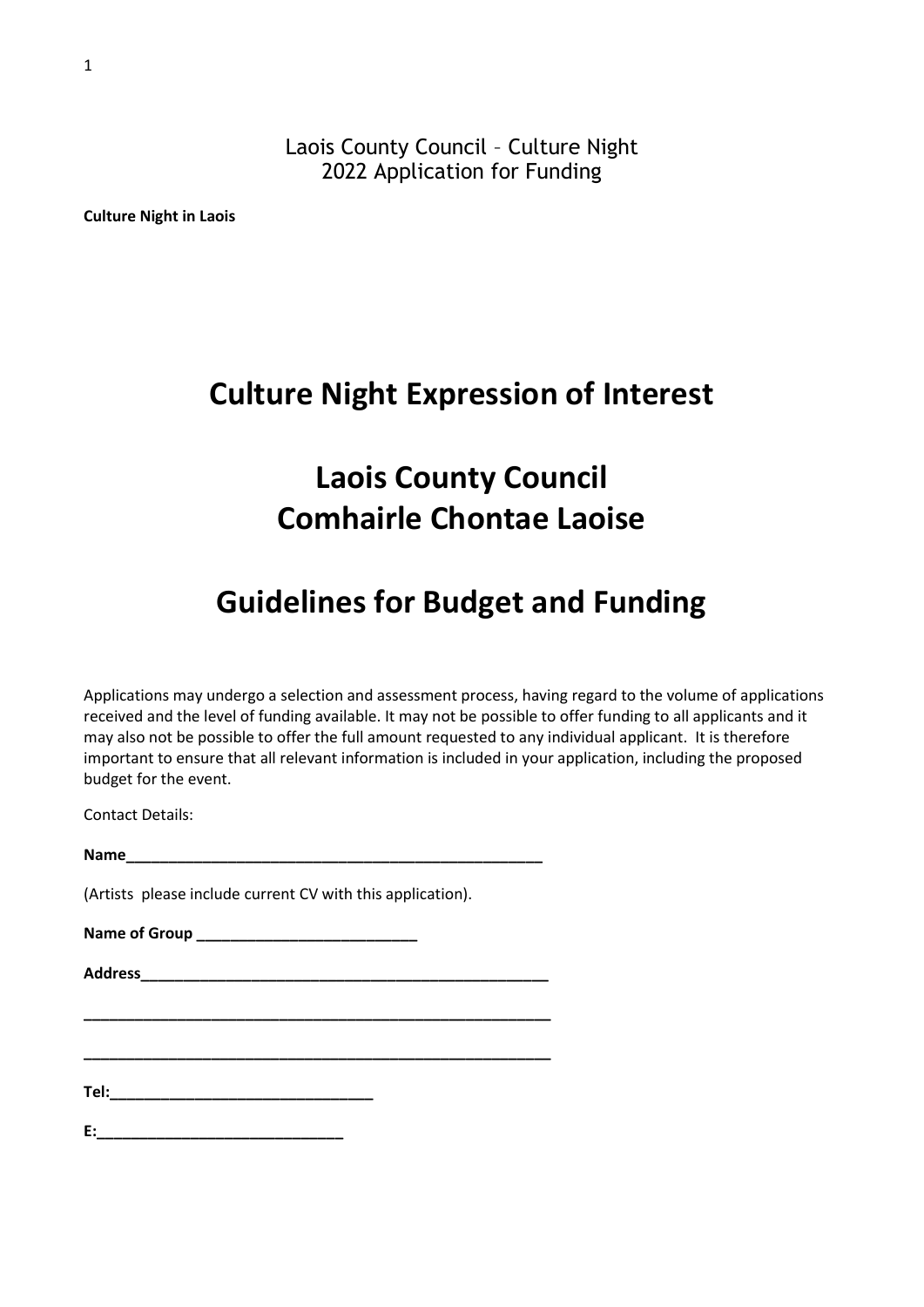Laois County Council – Culture Night
2022 Application for Funding

**Culture Night in Laois**

# Culture Night Expression of Interest

# Laois County Council
# Comhairle Chontae Laoise

# Guidelines for Budget and Funding

Applications may undergo a selection and assessment process, having regard to the volume of applications received and the level of funding available. It may not be possible to offer funding to all applicants and it may also not be possible to offer the full amount requested to any individual applicant. It is therefore important to ensure that all relevant information is included in your application, including the proposed budget for the event.

Contact Details:

**Name**___________________________________________________

(Artists please include current CV with this application).

**Name of Group** ___________________________

**Address**___________________________________________________

___________________________________________________________

___________________________________________________________

**Tel:**________________________________

**E:**______________________________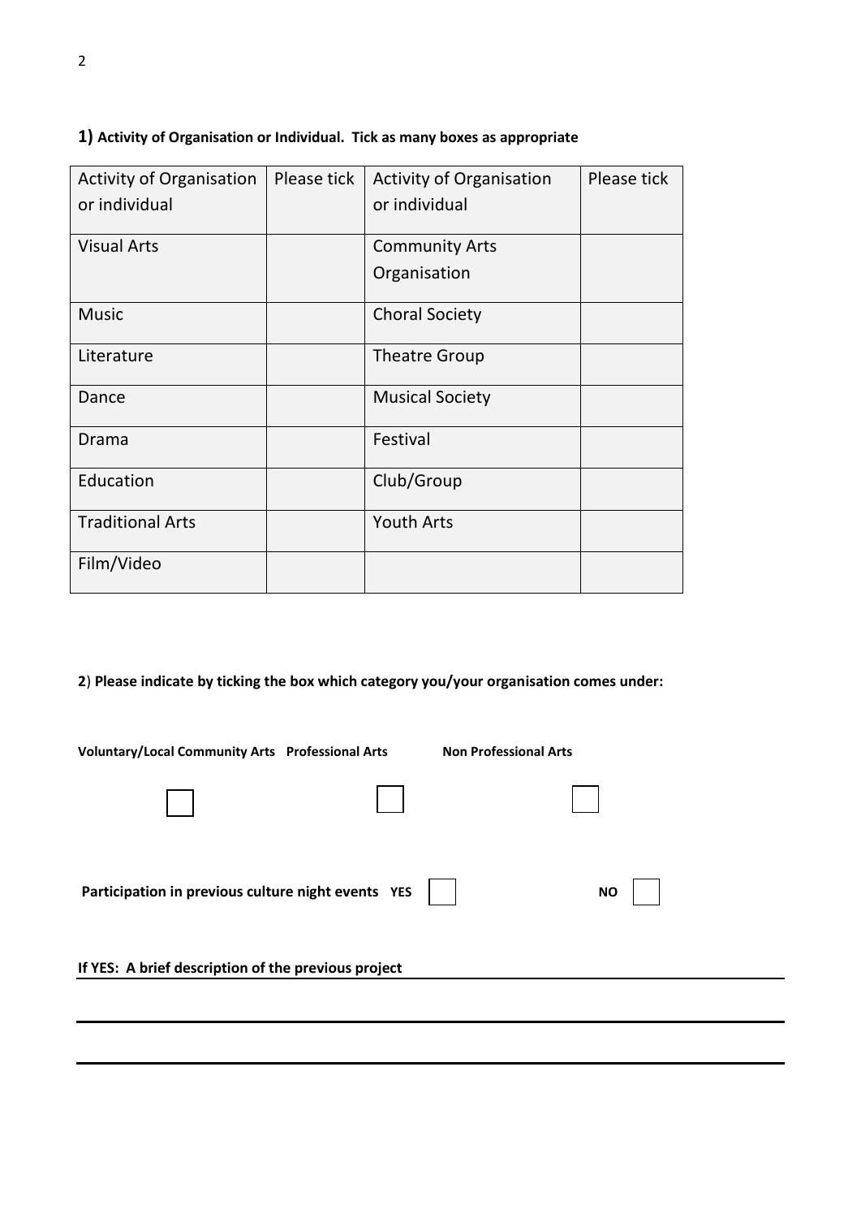**1) Activity of Organisation or Individual. Tick as many boxes as appropriate**

| Activity of Organisation or individual | Please tick | Activity of Organisation or individual | Please tick |
|---|---|---|---|
| Visual Arts | | Community Arts Organisation | |
| Music | | Choral Society | |
| Literature | | Theatre Group | |
| Dance | | Musical Society | |
| Drama | | Festival | |
| Education | | Club/Group | |
| Traditional Arts | | Youth Arts | |
| Film/Video | | | |

**2) Please indicate by ticking the box which category you/your organisation comes under:**

**Voluntary/Local Community Arts** ☐ **Professional Arts** ☐ **Non Professional Arts** ☐

**Participation in previous culture night events YES** ☐ **NO** ☐

**If YES: A brief description of the previous project**

___

___

___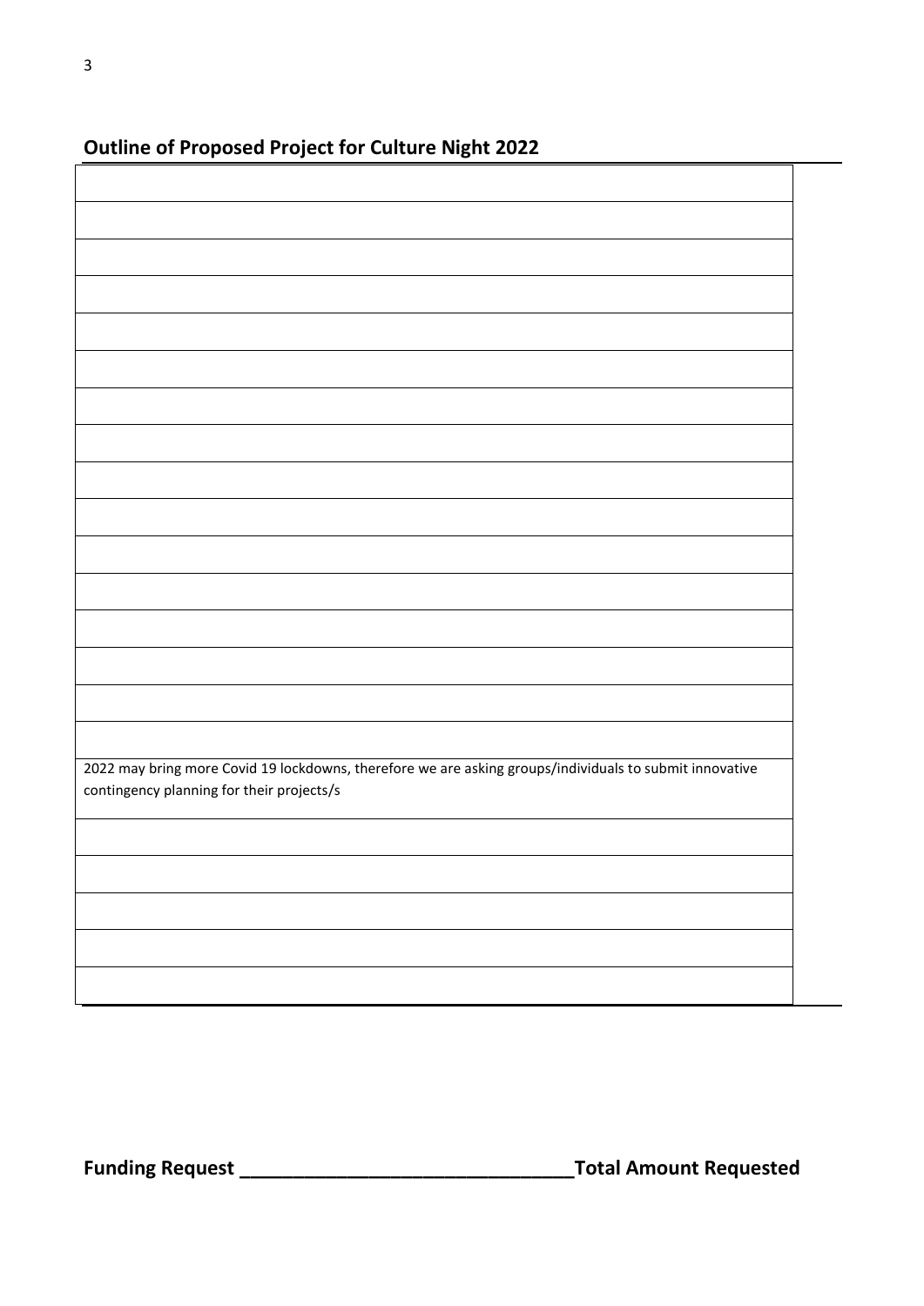## Outline of Proposed Project for Culture Night 2022

| |
|---|
| |
| |
| |
| |
| |
| |
| |
| |
| |
| |
| |
| |
| |
| |
| |
| 2022 may bring more Covid 19 lockdowns, therefore we are asking groups/individuals to submit innovative contingency planning for their projects/s |
| |
| |
| |
| |
| |

**Funding Request \_\_\_\_\_\_\_\_\_\_\_\_\_\_\_\_\_\_\_\_\_\_\_\_\_\_\_\_\_\_Total Amount Requested**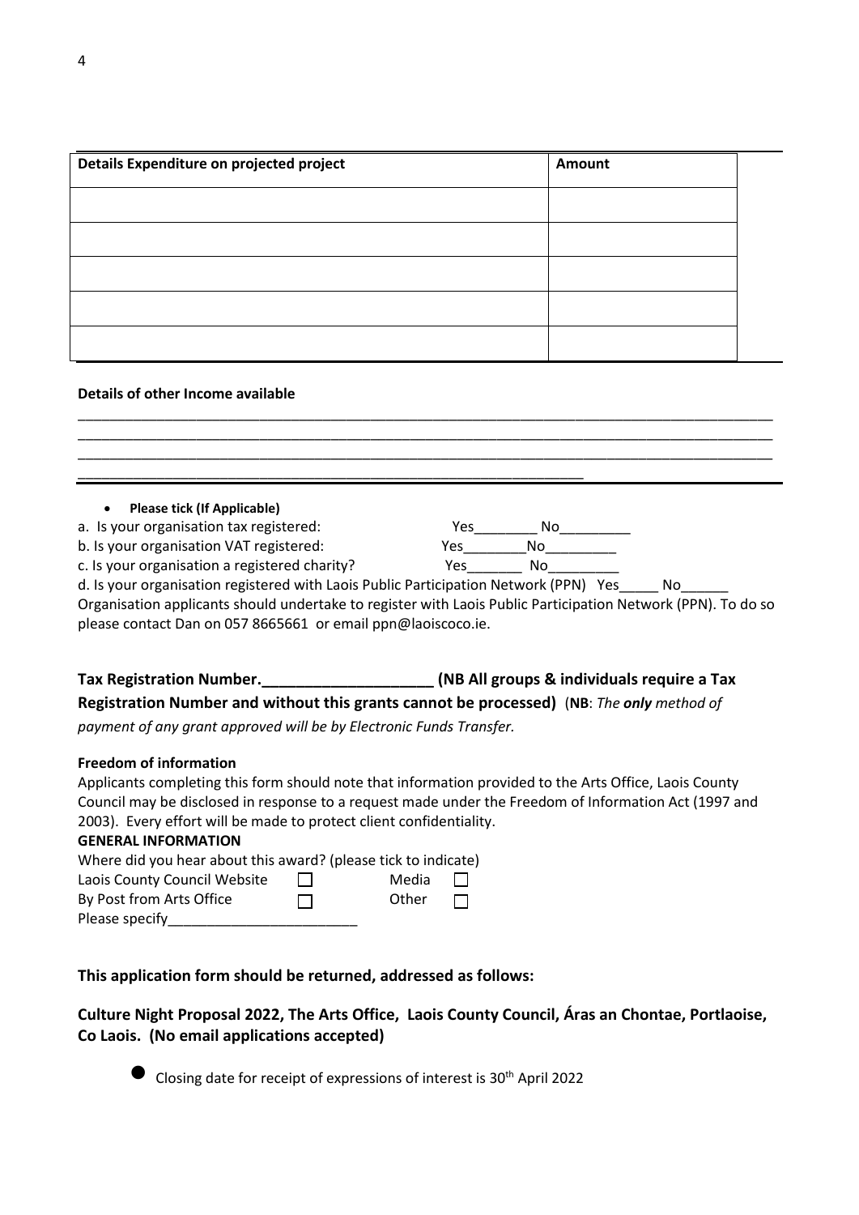| Details Expenditure on projected project | Amount |
|---|---|
| | |
| | |
| | |
| | |
| | |

**Details of other Income available**

________________________________________________________________________________________________
________________________________________________________________________________________________
________________________________________________________________________________________________
_________________________________________________________________

- **Please tick (If Applicable)**

a. Is your organisation tax registered: Yes________ No_________

b. Is your organisation VAT registered: Yes________No_________

c. Is your organisation a registered charity? Yes_______ No_________

d. Is your organisation registered with Laois Public Participation Network (PPN) Yes_____ No______

Organisation applicants should undertake to register with Laois Public Participation Network (PPN). To do so please contact Dan on 057 8665661 or email ppn@laoiscoco.ie.

**Tax Registration Number.____________________ (NB All groups & individuals require a Tax Registration Number and without this grants cannot be processed)** (**NB**: *The **only** method of payment of any grant approved will be by Electronic Funds Transfer.*

**Freedom of information**

Applicants completing this form should note that information provided to the Arts Office, Laois County Council may be disclosed in response to a request made under the Freedom of Information Act (1997 and 2003). Every effort will be made to protect client confidentiality.

**GENERAL INFORMATION**

Where did you hear about this award? (please tick to indicate)

Laois County Council Website ☐ Media ☐

By Post from Arts Office ☐ Other ☐

Please specify________________________

**This application form should be returned, addressed as follows:**

**Culture Night Proposal 2022, The Arts Office, Laois County Council, Áras an Chontae, Portlaoise, Co Laois. (No email applications accepted)**

- Closing date for receipt of expressions of interest is 30th April 2022